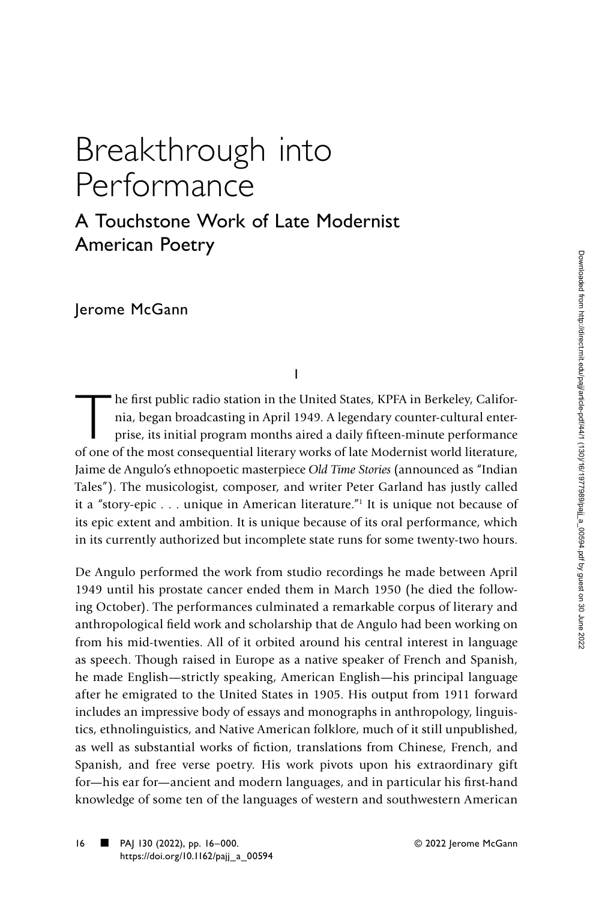# Breakthrough into Performance

## A Touchstone Work of Late Modernist American Poetry

Jerome McGann

I

The first public radio station in the United States, KPFA in Berkeley, California, began broadcasting in April 1949. A legendary counter-cultural enterprise, its initial program months aired a daily fifteen-minute performance of one of the most consequential literary works of late Modernist world literature, Jaime de Angulo's ethnopoetic masterpiece *Old Time Stories* (announced as "Indian Tales"). The musicologist, composer, and writer Peter Garland has justly called it a "story-epic . . . unique in American literature."[1] It is unique not because of its epic extent and ambition. It is unique because of its oral performance, which in its currently authorized but incomplete state runs for some twenty-two hours.

De Angulo performed the work from studio recordings he made between April 1949 until his prostate cancer ended them in March 1950 (he died the following October). The performances culminated a remarkable corpus of literary and anthropological field work and scholarship that de Angulo had been working on from his mid-twenties. All of it orbited around his central interest in language as speech. Though raised in Europe as a native speaker of French and Spanish, he made English—strictly speaking, American English—his principal language after he emigrated to the United States in 1905. His output from 1911 forward includes an impressive body of essays and monographs in anthropology, linguistics, ethnolinguistics, and Native American folklore, much of it still unpublished, as well as substantial works of fiction, translations from Chinese, French, and Spanish, and free verse poetry. His work pivots upon his extraordinary gift for—his ear for—ancient and modern languages, and in particular his first-hand knowledge of some ten of the languages of western and southwestern American

PAJ 130 (2022), pp. 16–000.
https://doi.org/10.1162/pajj_a_00594

© 2022 Jerome McGann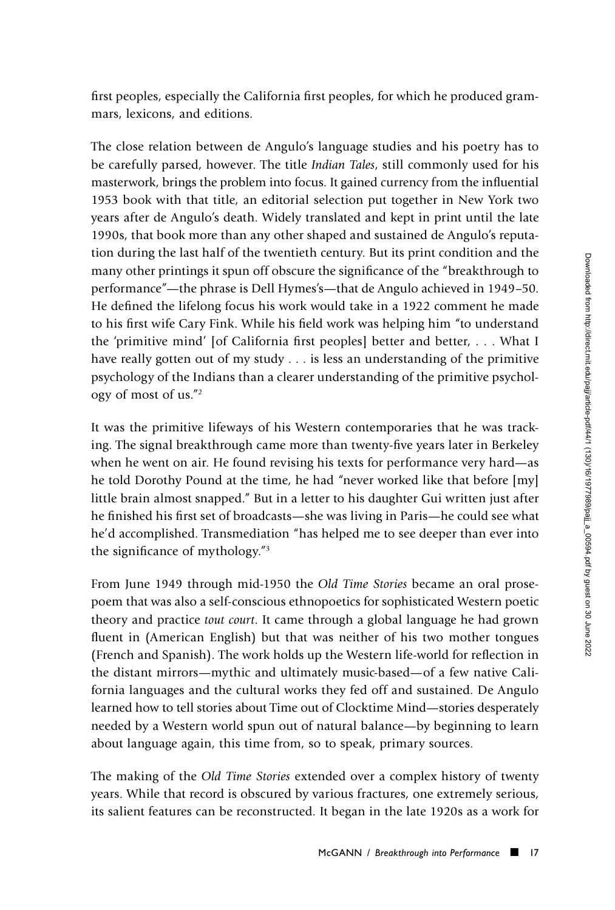first peoples, especially the California first peoples, for which he produced grammars, lexicons, and editions.

The close relation between de Angulo's language studies and his poetry has to be carefully parsed, however. The title *Indian Tales*, still commonly used for his masterwork, brings the problem into focus. It gained currency from the influential 1953 book with that title, an editorial selection put together in New York two years after de Angulo's death. Widely translated and kept in print until the late 1990s, that book more than any other shaped and sustained de Angulo's reputation during the last half of the twentieth century. But its print condition and the many other printings it spun off obscure the significance of the "breakthrough to performance"—the phrase is Dell Hymes's—that de Angulo achieved in 1949–50. He defined the lifelong focus his work would take in a 1922 comment he made to his first wife Cary Fink. While his field work was helping him "to understand the 'primitive mind' [of California first peoples] better and better, . . . What I have really gotten out of my study . . . is less an understanding of the primitive psychology of the Indians than a clearer understanding of the primitive psychology of most of us."[2]

It was the primitive lifeways of his Western contemporaries that he was tracking. The signal breakthrough came more than twenty-five years later in Berkeley when he went on air. He found revising his texts for performance very hard—as he told Dorothy Pound at the time, he had "never worked like that before [my] little brain almost snapped." But in a letter to his daughter Gui written just after he finished his first set of broadcasts—she was living in Paris—he could see what he'd accomplished. Transmediation "has helped me to see deeper than ever into the significance of mythology."[3]

From June 1949 through mid-1950 the *Old Time Stories* became an oral prose-poem that was also a self-conscious ethnopoetics for sophisticated Western poetic theory and practice *tout court*. It came through a global language he had grown fluent in (American English) but that was neither of his two mother tongues (French and Spanish). The work holds up the Western life-world for reflection in the distant mirrors—mythic and ultimately music-based—of a few native California languages and the cultural works they fed off and sustained. De Angulo learned how to tell stories about Time out of Clocktime Mind—stories desperately needed by a Western world spun out of natural balance—by beginning to learn about language again, this time from, so to speak, primary sources.

The making of the *Old Time Stories* extended over a complex history of twenty years. While that record is obscured by various fractures, one extremely serious, its salient features can be reconstructed. It began in the late 1920s as a work for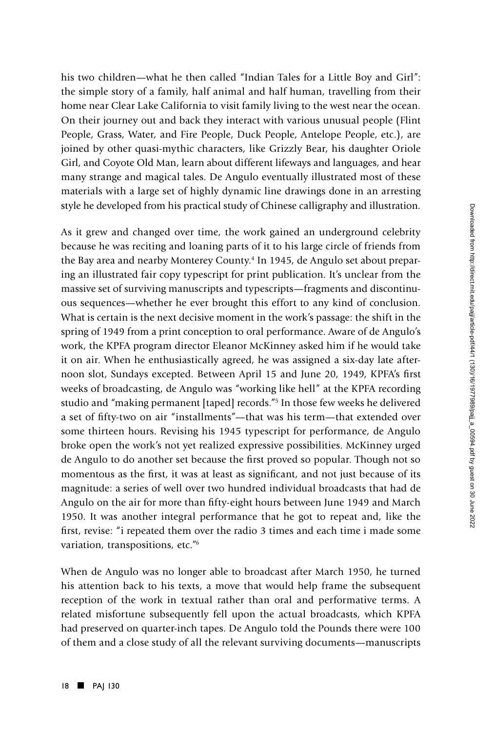his two children—what he then called "Indian Tales for a Little Boy and Girl": the simple story of a family, half animal and half human, travelling from their home near Clear Lake California to visit family living to the west near the ocean. On their journey out and back they interact with various unusual people (Flint People, Grass, Water, and Fire People, Duck People, Antelope People, etc.), are joined by other quasi-mythic characters, like Grizzly Bear, his daughter Oriole Girl, and Coyote Old Man, learn about different lifeways and languages, and hear many strange and magical tales. De Angulo eventually illustrated most of these materials with a large set of highly dynamic line drawings done in an arresting style he developed from his practical study of Chinese calligraphy and illustration.

As it grew and changed over time, the work gained an underground celebrity because he was reciting and loaning parts of it to his large circle of friends from the Bay area and nearby Monterey County.[4] In 1945, de Angulo set about preparing an illustrated fair copy typescript for print publication. It's unclear from the massive set of surviving manuscripts and typescripts—fragments and discontinuous sequences—whether he ever brought this effort to any kind of conclusion. What is certain is the next decisive moment in the work's passage: the shift in the spring of 1949 from a print conception to oral performance. Aware of de Angulo's work, the KPFA program director Eleanor McKinney asked him if he would take it on air. When he enthusiastically agreed, he was assigned a six-day late afternoon slot, Sundays excepted. Between April 15 and June 20, 1949, KPFA's first weeks of broadcasting, de Angulo was "working like hell" at the KPFA recording studio and "making permanent [taped] records."[5] In those few weeks he delivered a set of fifty-two on air "installments"—that was his term—that extended over some thirteen hours. Revising his 1945 typescript for performance, de Angulo broke open the work's not yet realized expressive possibilities. McKinney urged de Angulo to do another set because the first proved so popular. Though not so momentous as the first, it was at least as significant, and not just because of its magnitude: a series of well over two hundred individual broadcasts that had de Angulo on the air for more than fifty-eight hours between June 1949 and March 1950. It was another integral performance that he got to repeat and, like the first, revise: "i repeated them over the radio 3 times and each time i made some variation, transpositions, etc."[6]

When de Angulo was no longer able to broadcast after March 1950, he turned his attention back to his texts, a move that would help frame the subsequent reception of the work in textual rather than oral and performative terms. A related misfortune subsequently fell upon the actual broadcasts, which KPFA had preserved on quarter-inch tapes. De Angulo told the Pounds there were 100 of them and a close study of all the relevant surviving documents—manuscripts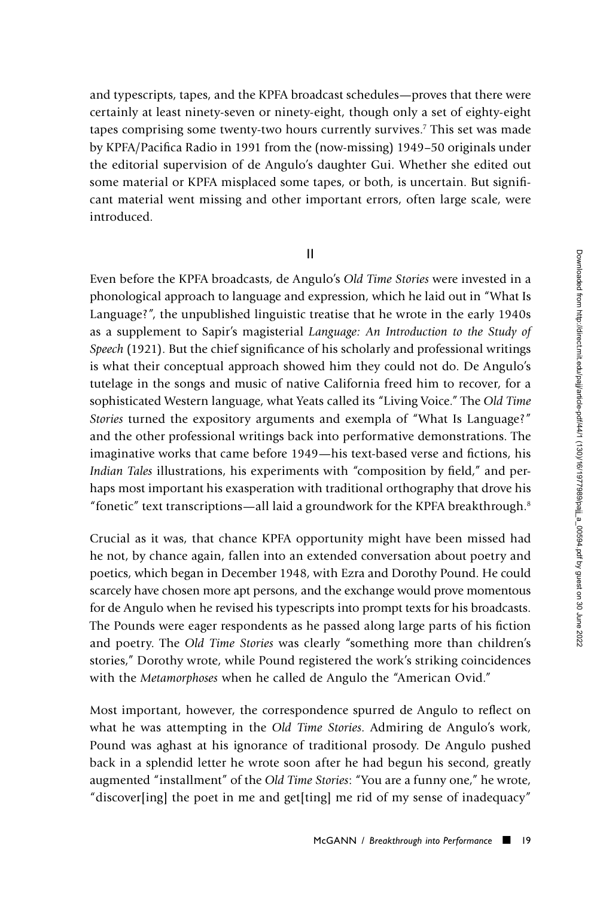and typescripts, tapes, and the KPFA broadcast schedules—proves that there were certainly at least ninety-seven or ninety-eight, though only a set of eighty-eight tapes comprising some twenty-two hours currently survives.[7] This set was made by KPFA/Pacifica Radio in 1991 from the (now-missing) 1949–50 originals under the editorial supervision of de Angulo's daughter Gui. Whether she edited out some material or KPFA misplaced some tapes, or both, is uncertain. But significant material went missing and other important errors, often large scale, were introduced.

## II

Even before the KPFA broadcasts, de Angulo's *Old Time Stories* were invested in a phonological approach to language and expression, which he laid out in "What Is Language?", the unpublished linguistic treatise that he wrote in the early 1940s as a supplement to Sapir's magisterial *Language: An Introduction to the Study of Speech* (1921). But the chief significance of his scholarly and professional writings is what their conceptual approach showed him they could not do. De Angulo's tutelage in the songs and music of native California freed him to recover, for a sophisticated Western language, what Yeats called its "Living Voice." The *Old Time Stories* turned the expository arguments and exempla of "What Is Language?" and the other professional writings back into performative demonstrations. The imaginative works that came before 1949—his text-based verse and fictions, his *Indian Tales* illustrations, his experiments with "composition by field," and perhaps most important his exasperation with traditional orthography that drove his "fonetic" text transcriptions—all laid a groundwork for the KPFA breakthrough.[8]

Crucial as it was, that chance KPFA opportunity might have been missed had he not, by chance again, fallen into an extended conversation about poetry and poetics, which began in December 1948, with Ezra and Dorothy Pound. He could scarcely have chosen more apt persons, and the exchange would prove momentous for de Angulo when he revised his typescripts into prompt texts for his broadcasts. The Pounds were eager respondents as he passed along large parts of his fiction and poetry. The *Old Time Stories* was clearly "something more than children's stories," Dorothy wrote, while Pound registered the work's striking coincidences with the *Metamorphoses* when he called de Angulo the "American Ovid."

Most important, however, the correspondence spurred de Angulo to reflect on what he was attempting in the *Old Time Stories*. Admiring de Angulo's work, Pound was aghast at his ignorance of traditional prosody. De Angulo pushed back in a splendid letter he wrote soon after he had begun his second, greatly augmented "installment" of the *Old Time Stories*: "You are a funny one," he wrote, "discover[ing] the poet in me and get[ting] me rid of my sense of inadequacy"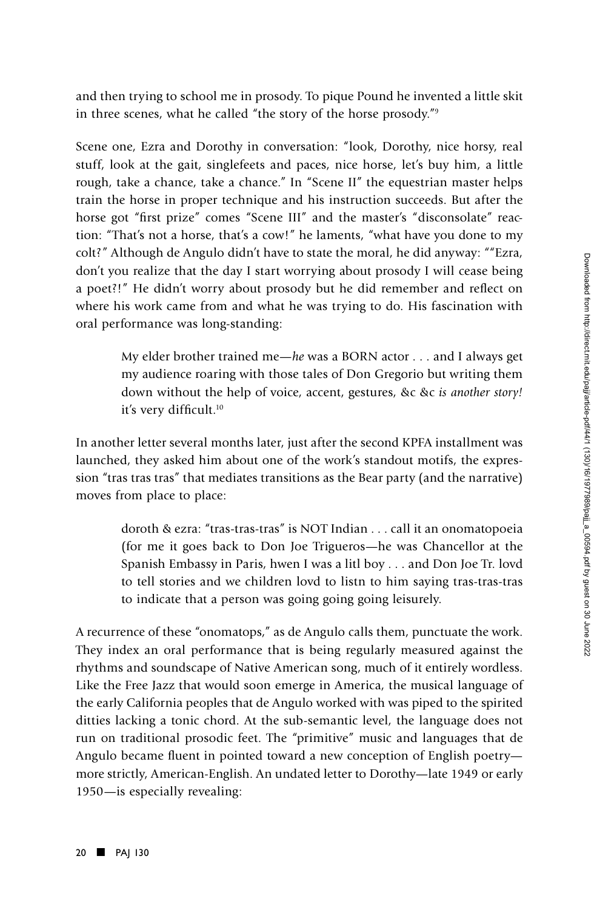and then trying to school me in prosody. To pique Pound he invented a little skit in three scenes, what he called "the story of the horse prosody."[9]

Scene one, Ezra and Dorothy in conversation: "look, Dorothy, nice horsy, real stuff, look at the gait, singlefeets and paces, nice horse, let's buy him, a little rough, take a chance, take a chance." In "Scene II" the equestrian master helps train the horse in proper technique and his instruction succeeds. But after the horse got "first prize" comes "Scene III" and the master's "disconsolate" reaction: "That's not a horse, that's a cow!" he laments, "what have you done to my colt?" Although de Angulo didn't have to state the moral, he did anyway: ""Ezra, don't you realize that the day I start worrying about prosody I will cease being a poet?!" He didn't worry about prosody but he did remember and reflect on where his work came from and what he was trying to do. His fascination with oral performance was long-standing:

> My elder brother trained me—*he* was a BORN actor . . . and I always get my audience roaring with those tales of Don Gregorio but writing them down without the help of voice, accent, gestures, &c &c *is another story!* it's very difficult.[10]

In another letter several months later, just after the second KPFA installment was launched, they asked him about one of the work's standout motifs, the expression "tras tras tras" that mediates transitions as the Bear party (and the narrative) moves from place to place:

> doroth & ezra: "tras-tras-tras" is NOT Indian . . . call it an onomatopoeia (for me it goes back to Don Joe Trigueros—he was Chancellor at the Spanish Embassy in Paris, hwen I was a litl boy . . . and Don Joe Tr. lovd to tell stories and we children lovd to listn to him saying tras-tras-tras to indicate that a person was going going going leisurely.

A recurrence of these "onomatops," as de Angulo calls them, punctuate the work. They index an oral performance that is being regularly measured against the rhythms and soundscape of Native American song, much of it entirely wordless. Like the Free Jazz that would soon emerge in America, the musical language of the early California peoples that de Angulo worked with was piped to the spirited ditties lacking a tonic chord. At the sub-semantic level, the language does not run on traditional prosodic feet. The "primitive" music and languages that de Angulo became fluent in pointed toward a new conception of English poetry—more strictly, American-English. An undated letter to Dorothy—late 1949 or early 1950—is especially revealing: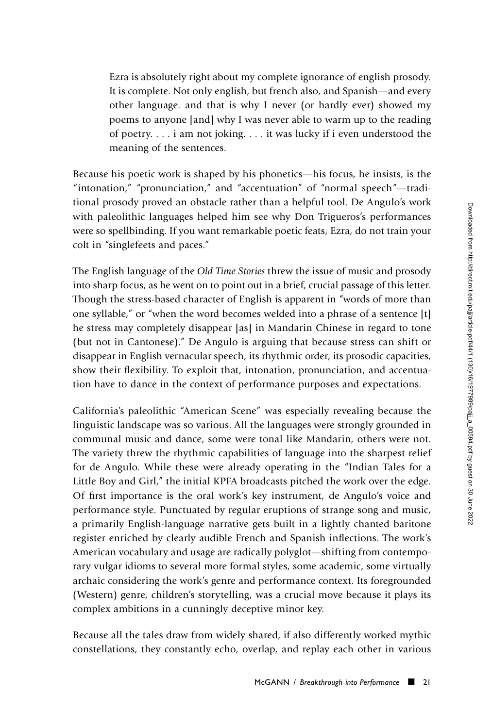> Ezra is absolutely right about my complete ignorance of english prosody. It is complete. Not only english, but french also, and Spanish—and every other language. and that is why I never (or hardly ever) showed my poems to anyone [and] why I was never able to warm up to the reading of poetry. . . . i am not joking. . . . it was lucky if i even understood the meaning of the sentences.

Because his poetic work is shaped by his phonetics—his focus, he insists, is the "intonation," "pronunciation," and "accentuation" of "normal speech"—traditional prosody proved an obstacle rather than a helpful tool. De Angulo's work with paleolithic languages helped him see why Don Trigueros's performances were so spellbinding. If you want remarkable poetic feats, Ezra, do not train your colt in "singlefeets and paces."

The English language of the *Old Time Stories* threw the issue of music and prosody into sharp focus, as he went on to point out in a brief, crucial passage of this letter. Though the stress-based character of English is apparent in "words of more than one syllable," or "when the word becomes welded into a phrase of a sentence [t]he stress may completely disappear [as] in Mandarin Chinese in regard to tone (but not in Cantonese)." De Angulo is arguing that because stress can shift or disappear in English vernacular speech, its rhythmic order, its prosodic capacities, show their flexibility. To exploit that, intonation, pronunciation, and accentuation have to dance in the context of performance purposes and expectations.

California's paleolithic "American Scene" was especially revealing because the linguistic landscape was so various. All the languages were strongly grounded in communal music and dance, some were tonal like Mandarin, others were not. The variety threw the rhythmic capabilities of language into the sharpest relief for de Angulo. While these were already operating in the "Indian Tales for a Little Boy and Girl," the initial KPFA broadcasts pitched the work over the edge. Of first importance is the oral work's key instrument, de Angulo's voice and performance style. Punctuated by regular eruptions of strange song and music, a primarily English-language narrative gets built in a lightly chanted baritone register enriched by clearly audible French and Spanish inflections. The work's American vocabulary and usage are radically polyglot—shifting from contemporary vulgar idioms to several more formal styles, some academic, some virtually archaic considering the work's genre and performance context. Its foregrounded (Western) genre, children's storytelling, was a crucial move because it plays its complex ambitions in a cunningly deceptive minor key.

Because all the tales draw from widely shared, if also differently worked mythic constellations, they constantly echo, overlap, and replay each other in various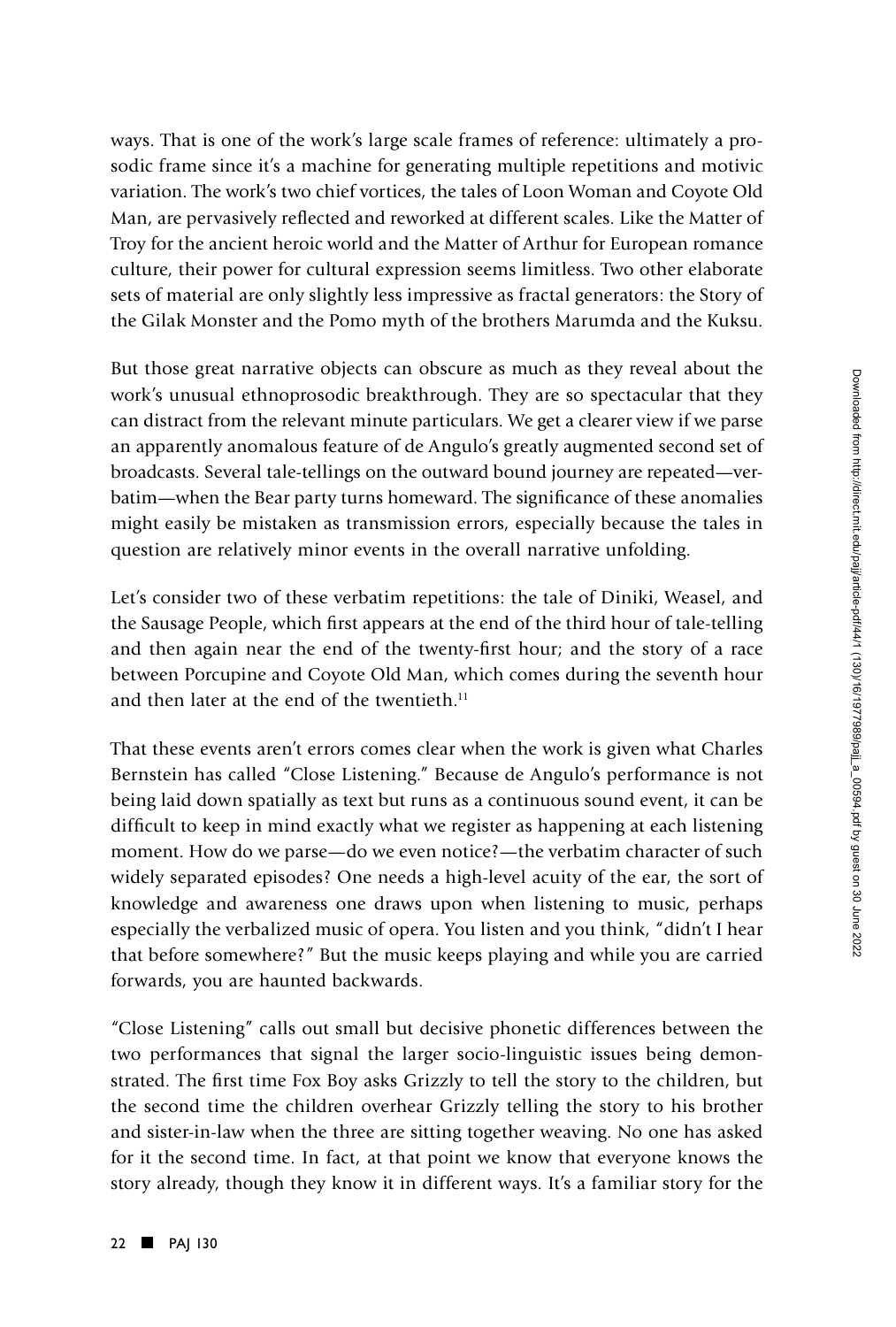ways. That is one of the work's large scale frames of reference: ultimately a prosodic frame since it's a machine for generating multiple repetitions and motivic variation. The work's two chief vortices, the tales of Loon Woman and Coyote Old Man, are pervasively reflected and reworked at different scales. Like the Matter of Troy for the ancient heroic world and the Matter of Arthur for European romance culture, their power for cultural expression seems limitless. Two other elaborate sets of material are only slightly less impressive as fractal generators: the Story of the Gilak Monster and the Pomo myth of the brothers Marumda and the Kuksu.

But those great narrative objects can obscure as much as they reveal about the work's unusual ethnoprosodic breakthrough. They are so spectacular that they can distract from the relevant minute particulars. We get a clearer view if we parse an apparently anomalous feature of de Angulo's greatly augmented second set of broadcasts. Several tale-tellings on the outward bound journey are repeated—verbatim—when the Bear party turns homeward. The significance of these anomalies might easily be mistaken as transmission errors, especially because the tales in question are relatively minor events in the overall narrative unfolding.

Let's consider two of these verbatim repetitions: the tale of Diniki, Weasel, and the Sausage People, which first appears at the end of the third hour of tale-telling and then again near the end of the twenty-first hour; and the story of a race between Porcupine and Coyote Old Man, which comes during the seventh hour and then later at the end of the twentieth.[11]

That these events aren't errors comes clear when the work is given what Charles Bernstein has called "Close Listening." Because de Angulo's performance is not being laid down spatially as text but runs as a continuous sound event, it can be difficult to keep in mind exactly what we register as happening at each listening moment. How do we parse—do we even notice?—the verbatim character of such widely separated episodes? One needs a high-level acuity of the ear, the sort of knowledge and awareness one draws upon when listening to music, perhaps especially the verbalized music of opera. You listen and you think, "didn't I hear that before somewhere?" But the music keeps playing and while you are carried forwards, you are haunted backwards.

"Close Listening" calls out small but decisive phonetic differences between the two performances that signal the larger socio-linguistic issues being demonstrated. The first time Fox Boy asks Grizzly to tell the story to the children, but the second time the children overhear Grizzly telling the story to his brother and sister-in-law when the three are sitting together weaving. No one has asked for it the second time. In fact, at that point we know that everyone knows the story already, though they know it in different ways. It's a familiar story for the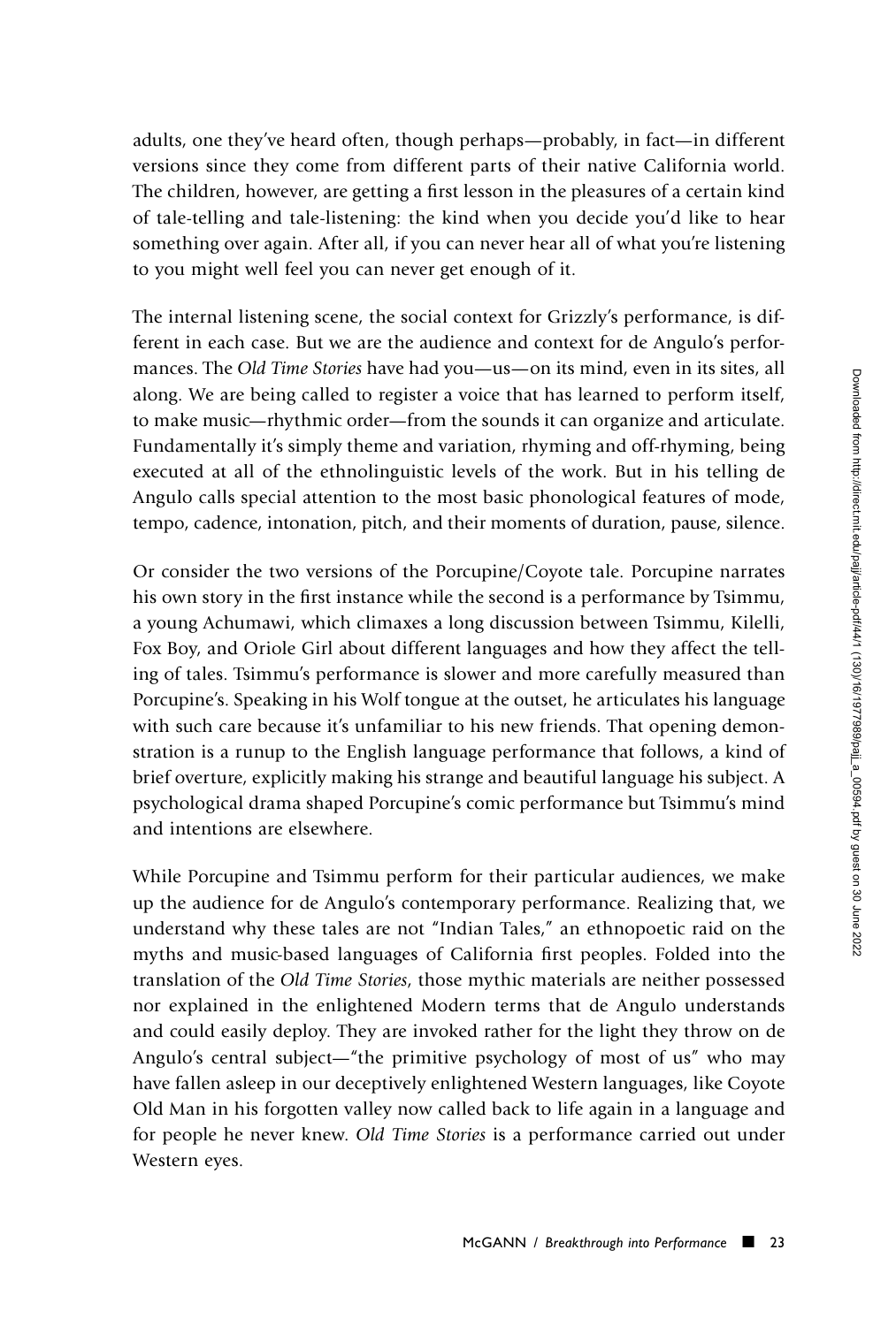adults, one they've heard often, though perhaps—probably, in fact—in different versions since they come from different parts of their native California world. The children, however, are getting a first lesson in the pleasures of a certain kind of tale-telling and tale-listening: the kind when you decide you'd like to hear something over again. After all, if you can never hear all of what you're listening to you might well feel you can never get enough of it.

The internal listening scene, the social context for Grizzly's performance, is different in each case. But we are the audience and context for de Angulo's performances. The *Old Time Stories* have had you—us—on its mind, even in its sites, all along. We are being called to register a voice that has learned to perform itself, to make music—rhythmic order—from the sounds it can organize and articulate. Fundamentally it's simply theme and variation, rhyming and off-rhyming, being executed at all of the ethnolinguistic levels of the work. But in his telling de Angulo calls special attention to the most basic phonological features of mode, tempo, cadence, intonation, pitch, and their moments of duration, pause, silence.

Or consider the two versions of the Porcupine/Coyote tale. Porcupine narrates his own story in the first instance while the second is a performance by Tsimmu, a young Achumawi, which climaxes a long discussion between Tsimmu, Kilelli, Fox Boy, and Oriole Girl about different languages and how they affect the telling of tales. Tsimmu's performance is slower and more carefully measured than Porcupine's. Speaking in his Wolf tongue at the outset, he articulates his language with such care because it's unfamiliar to his new friends. That opening demonstration is a runup to the English language performance that follows, a kind of brief overture, explicitly making his strange and beautiful language his subject. A psychological drama shaped Porcupine's comic performance but Tsimmu's mind and intentions are elsewhere.

While Porcupine and Tsimmu perform for their particular audiences, we make up the audience for de Angulo's contemporary performance. Realizing that, we understand why these tales are not "Indian Tales," an ethnopoetic raid on the myths and music-based languages of California first peoples. Folded into the translation of the *Old Time Stories*, those mythic materials are neither possessed nor explained in the enlightened Modern terms that de Angulo understands and could easily deploy. They are invoked rather for the light they throw on de Angulo's central subject—"the primitive psychology of most of us" who may have fallen asleep in our deceptively enlightened Western languages, like Coyote Old Man in his forgotten valley now called back to life again in a language and for people he never knew. *Old Time Stories* is a performance carried out under Western eyes.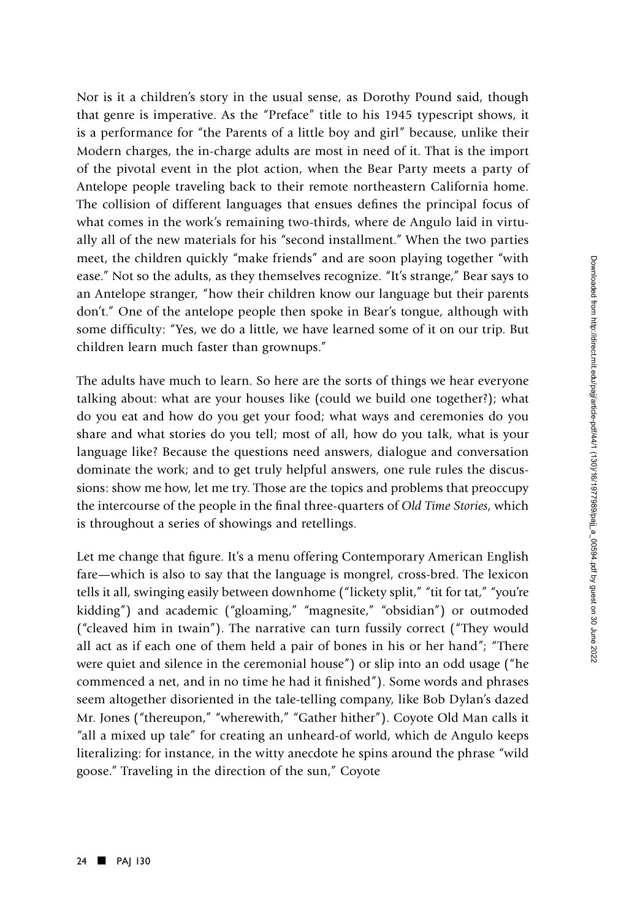Nor is it a children's story in the usual sense, as Dorothy Pound said, though that genre is imperative. As the "Preface" title to his 1945 typescript shows, it is a performance for "the Parents of a little boy and girl" because, unlike their Modern charges, the in-charge adults are most in need of it. That is the import of the pivotal event in the plot action, when the Bear Party meets a party of Antelope people traveling back to their remote northeastern California home. The collision of different languages that ensues defines the principal focus of what comes in the work's remaining two-thirds, where de Angulo laid in virtually all of the new materials for his "second installment." When the two parties meet, the children quickly "make friends" and are soon playing together "with ease." Not so the adults, as they themselves recognize. "It's strange," Bear says to an Antelope stranger, "how their children know our language but their parents don't." One of the antelope people then spoke in Bear's tongue, although with some difficulty: "Yes, we do a little, we have learned some of it on our trip. But children learn much faster than grownups."

The adults have much to learn. So here are the sorts of things we hear everyone talking about: what are your houses like (could we build one together?); what do you eat and how do you get your food; what ways and ceremonies do you share and what stories do you tell; most of all, how do you talk, what is your language like? Because the questions need answers, dialogue and conversation dominate the work; and to get truly helpful answers, one rule rules the discussions: show me how, let me try. Those are the topics and problems that preoccupy the intercourse of the people in the final three-quarters of *Old Time Stories*, which is throughout a series of showings and retellings.

Let me change that figure. It's a menu offering Contemporary American English fare—which is also to say that the language is mongrel, cross-bred. The lexicon tells it all, swinging easily between downhome ("lickety split," "tit for tat," "you're kidding") and academic ("gloaming," "magnesite," "obsidian") or outmoded ("cleaved him in twain"). The narrative can turn fussily correct ("They would all act as if each one of them held a pair of bones in his or her hand"; "There were quiet and silence in the ceremonial house") or slip into an odd usage ("he commenced a net, and in no time he had it finished"). Some words and phrases seem altogether disoriented in the tale-telling company, like Bob Dylan's dazed Mr. Jones ("thereupon," "wherewith," "Gather hither"). Coyote Old Man calls it "all a mixed up tale" for creating an unheard-of world, which de Angulo keeps literalizing: for instance, in the witty anecdote he spins around the phrase "wild goose." Traveling in the direction of the sun," Coyote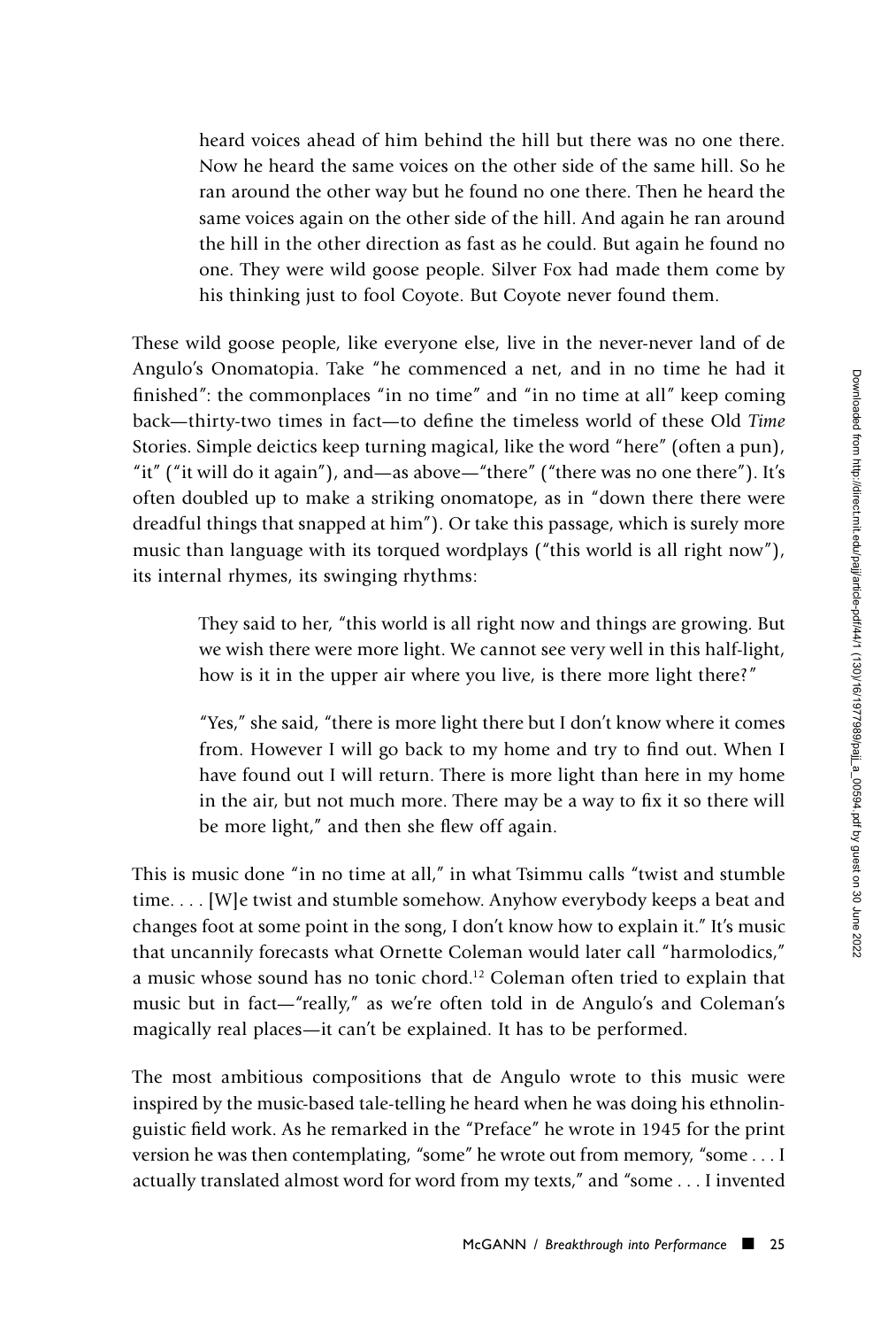> heard voices ahead of him behind the hill but there was no one there. Now he heard the same voices on the other side of the same hill. So he ran around the other way but he found no one there. Then he heard the same voices again on the other side of the hill. And again he ran around the hill in the other direction as fast as he could. But again he found no one. They were wild goose people. Silver Fox had made them come by his thinking just to fool Coyote. But Coyote never found them.

These wild goose people, like everyone else, live in the never-never land of de Angulo's Onomatopia. Take "he commenced a net, and in no time he had it finished": the commonplaces "in no time" and "in no time at all" keep coming back—thirty-two times in fact—to define the timeless world of these Old *Time* Stories. Simple deictics keep turning magical, like the word "here" (often a pun), "it" ("it will do it again"), and—as above—"there" ("there was no one there"). It's often doubled up to make a striking onomatope, as in "down there there were dreadful things that snapped at him"). Or take this passage, which is surely more music than language with its torqued wordplays ("this world is all right now"), its internal rhymes, its swinging rhythms:

> They said to her, "this world is all right now and things are growing. But we wish there were more light. We cannot see very well in this half-light, how is it in the upper air where you live, is there more light there?"
>
> "Yes," she said, "there is more light there but I don't know where it comes from. However I will go back to my home and try to find out. When I have found out I will return. There is more light than here in my home in the air, but not much more. There may be a way to fix it so there will be more light," and then she flew off again.

This is music done "in no time at all," in what Tsimmu calls "twist and stumble time. . . . [W]e twist and stumble somehow. Anyhow everybody keeps a beat and changes foot at some point in the song, I don't know how to explain it." It's music that uncannily forecasts what Ornette Coleman would later call "harmolodics," a music whose sound has no tonic chord.[12] Coleman often tried to explain that music but in fact—"really," as we're often told in de Angulo's and Coleman's magically real places—it can't be explained. It has to be performed.

The most ambitious compositions that de Angulo wrote to this music were inspired by the music-based tale-telling he heard when he was doing his ethnolinguistic field work. As he remarked in the "Preface" he wrote in 1945 for the print version he was then contemplating, "some" he wrote out from memory, "some . . . I actually translated almost word for word from my texts," and "some . . . I invented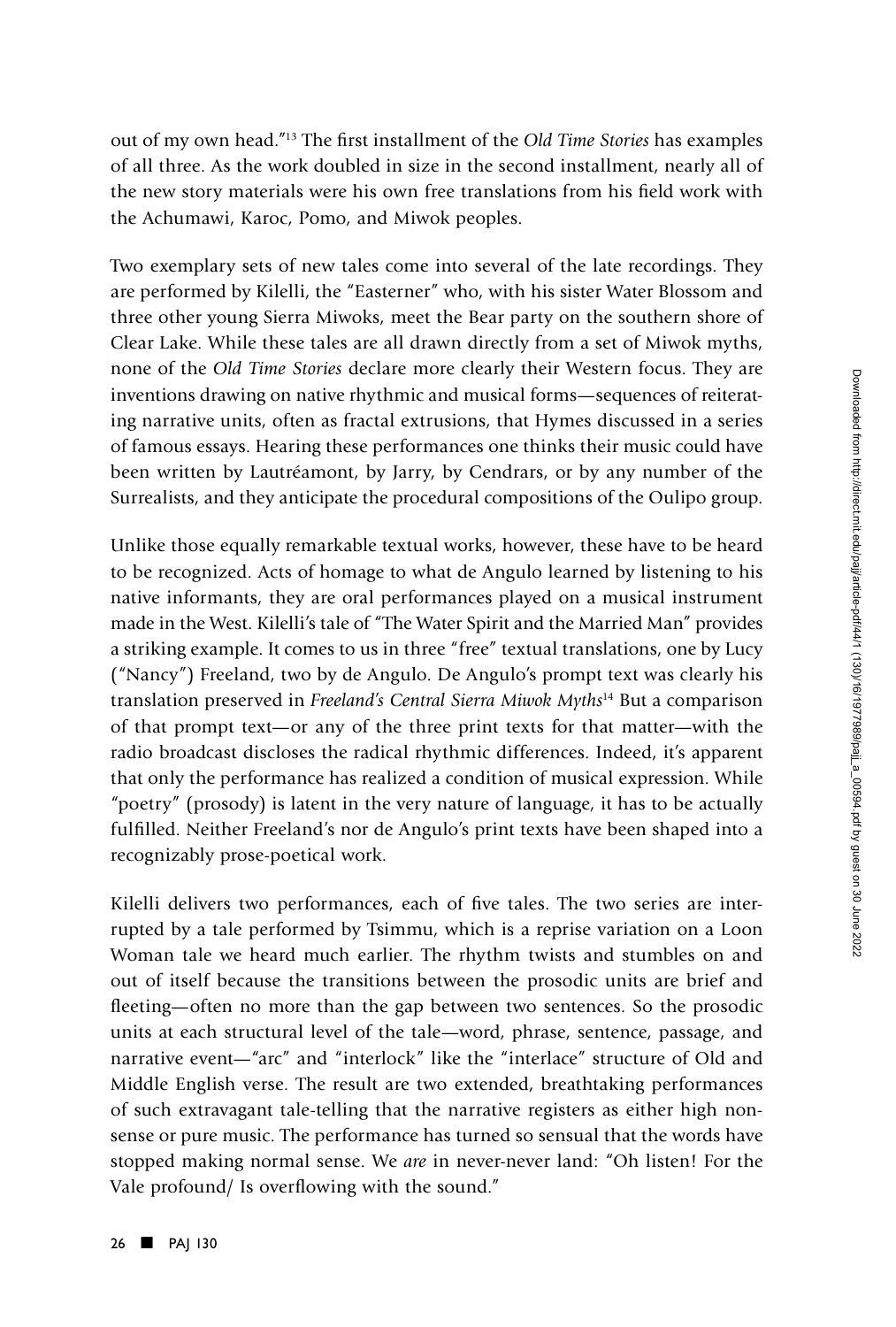out of my own head."[13] The first installment of the *Old Time Stories* has examples of all three. As the work doubled in size in the second installment, nearly all of the new story materials were his own free translations from his field work with the Achumawi, Karoc, Pomo, and Miwok peoples.

Two exemplary sets of new tales come into several of the late recordings. They are performed by Kilelli, the "Easterner" who, with his sister Water Blossom and three other young Sierra Miwoks, meet the Bear party on the southern shore of Clear Lake. While these tales are all drawn directly from a set of Miwok myths, none of the *Old Time Stories* declare more clearly their Western focus. They are inventions drawing on native rhythmic and musical forms—sequences of reiterating narrative units, often as fractal extrusions, that Hymes discussed in a series of famous essays. Hearing these performances one thinks their music could have been written by Lautréamont, by Jarry, by Cendrars, or by any number of the Surrealists, and they anticipate the procedural compositions of the Oulipo group.

Unlike those equally remarkable textual works, however, these have to be heard to be recognized. Acts of homage to what de Angulo learned by listening to his native informants, they are oral performances played on a musical instrument made in the West. Kilelli's tale of "The Water Spirit and the Married Man" provides a striking example. It comes to us in three "free" textual translations, one by Lucy ("Nancy") Freeland, two by de Angulo. De Angulo's prompt text was clearly his translation preserved in *Freeland's Central Sierra Miwok Myths*[14] But a comparison of that prompt text—or any of the three print texts for that matter—with the radio broadcast discloses the radical rhythmic differences. Indeed, it's apparent that only the performance has realized a condition of musical expression. While "poetry" (prosody) is latent in the very nature of language, it has to be actually fulfilled. Neither Freeland's nor de Angulo's print texts have been shaped into a recognizably prose-poetical work.

Kilelli delivers two performances, each of five tales. The two series are interrupted by a tale performed by Tsimmu, which is a reprise variation on a Loon Woman tale we heard much earlier. The rhythm twists and stumbles on and out of itself because the transitions between the prosodic units are brief and fleeting—often no more than the gap between two sentences. So the prosodic units at each structural level of the tale—word, phrase, sentence, passage, and narrative event—"arc" and "interlock" like the "interlace" structure of Old and Middle English verse. The result are two extended, breathtaking performances of such extravagant tale-telling that the narrative registers as either high nonsense or pure music. The performance has turned so sensual that the words have stopped making normal sense. We *are* in never-never land: "Oh listen! For the Vale profound/ Is overflowing with the sound."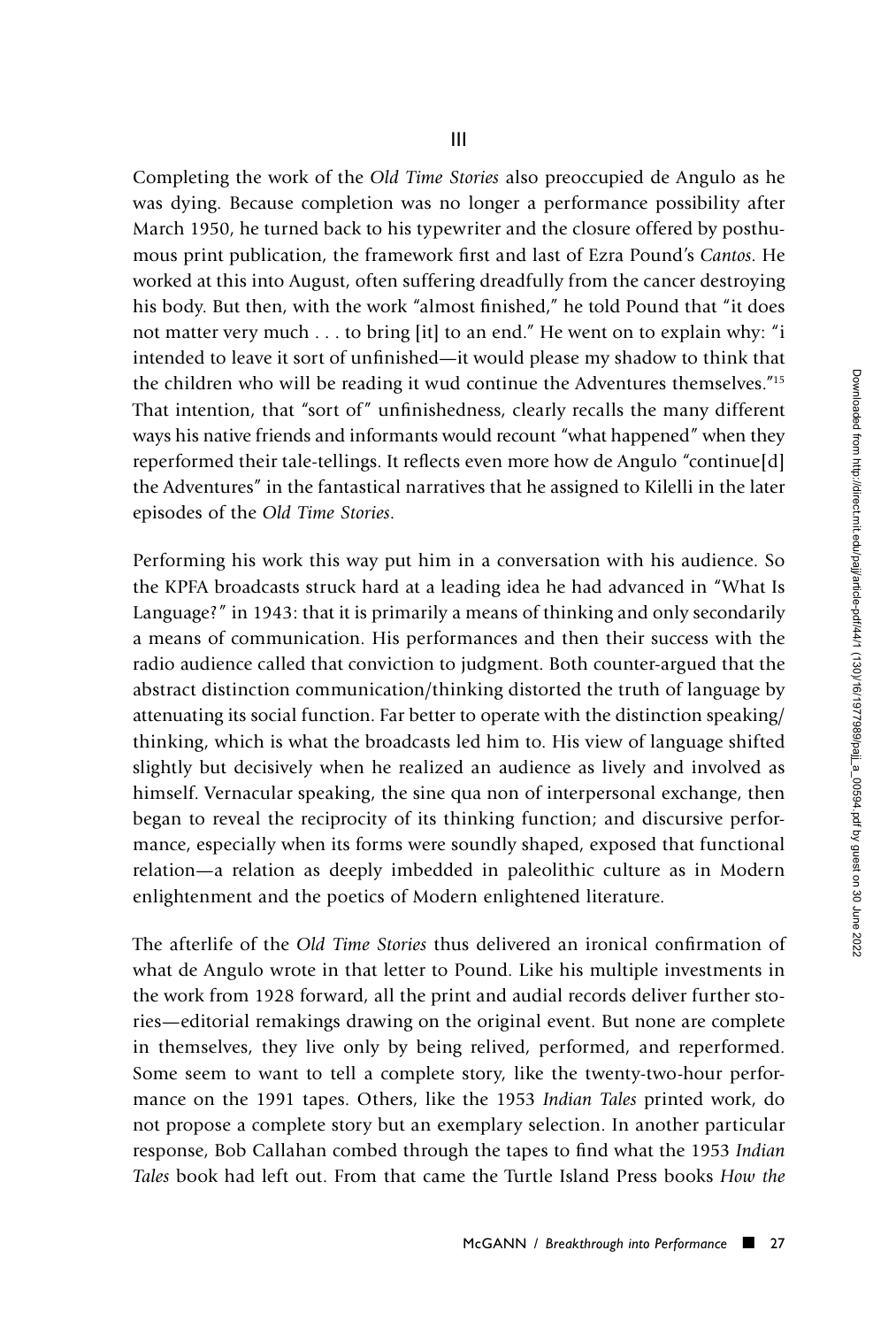## III

Completing the work of the *Old Time Stories* also preoccupied de Angulo as he was dying. Because completion was no longer a performance possibility after March 1950, he turned back to his typewriter and the closure offered by posthumous print publication, the framework first and last of Ezra Pound's *Cantos*. He worked at this into August, often suffering dreadfully from the cancer destroying his body. But then, with the work "almost finished," he told Pound that "it does not matter very much . . . to bring [it] to an end." He went on to explain why: "i intended to leave it sort of unfinished—it would please my shadow to think that the children who will be reading it wud continue the Adventures themselves."[15] That intention, that "sort of" unfinishedness, clearly recalls the many different ways his native friends and informants would recount "what happened" when they reperformed their tale-tellings. It reflects even more how de Angulo "continue[d] the Adventures" in the fantastical narratives that he assigned to Kilelli in the later episodes of the *Old Time Stories*.

Performing his work this way put him in a conversation with his audience. So the KPFA broadcasts struck hard at a leading idea he had advanced in "What Is Language?" in 1943: that it is primarily a means of thinking and only secondarily a means of communication. His performances and then their success with the radio audience called that conviction to judgment. Both counter-argued that the abstract distinction communication/thinking distorted the truth of language by attenuating its social function. Far better to operate with the distinction speaking/thinking, which is what the broadcasts led him to. His view of language shifted slightly but decisively when he realized an audience as lively and involved as himself. Vernacular speaking, the sine qua non of interpersonal exchange, then began to reveal the reciprocity of its thinking function; and discursive performance, especially when its forms were soundly shaped, exposed that functional relation—a relation as deeply imbedded in paleolithic culture as in Modern enlightenment and the poetics of Modern enlightened literature.

The afterlife of the *Old Time Stories* thus delivered an ironical confirmation of what de Angulo wrote in that letter to Pound. Like his multiple investments in the work from 1928 forward, all the print and audial records deliver further stories—editorial remakings drawing on the original event. But none are complete in themselves, they live only by being relived, performed, and reperformed. Some seem to want to tell a complete story, like the twenty-two-hour performance on the 1991 tapes. Others, like the 1953 *Indian Tales* printed work, do not propose a complete story but an exemplary selection. In another particular response, Bob Callahan combed through the tapes to find what the 1953 *Indian Tales* book had left out. From that came the Turtle Island Press books *How the*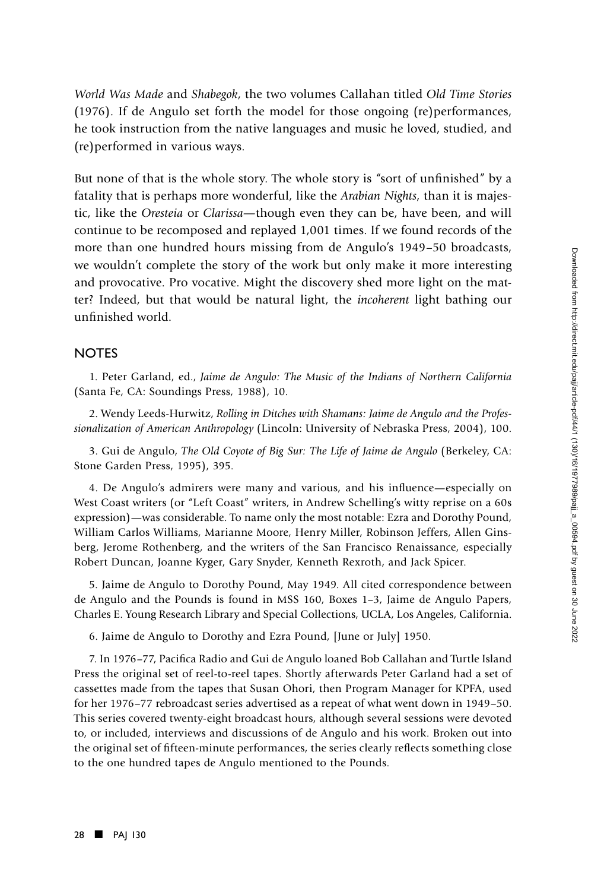*World Was Made* and *Shabegok*, the two volumes Callahan titled *Old Time Stories* (1976). If de Angulo set forth the model for those ongoing (re)performances, he took instruction from the native languages and music he loved, studied, and (re)performed in various ways.

But none of that is the whole story. The whole story is "sort of unfinished" by a fatality that is perhaps more wonderful, like the *Arabian Nights*, than it is majestic, like the *Oresteia* or *Clarissa*—though even they can be, have been, and will continue to be recomposed and replayed 1,001 times. If we found records of the more than one hundred hours missing from de Angulo's 1949–50 broadcasts, we wouldn't complete the story of the work but only make it more interesting and provocative. Pro vocative. Might the discovery shed more light on the matter? Indeed, but that would be natural light, the *incoherent* light bathing our unfinished world.

## NOTES

1. Peter Garland, ed., *Jaime de Angulo: The Music of the Indians of Northern California* (Santa Fe, CA: Soundings Press, 1988), 10.

2. Wendy Leeds-Hurwitz, *Rolling in Ditches with Shamans: Jaime de Angulo and the Professionalization of American Anthropology* (Lincoln: University of Nebraska Press, 2004), 100.

3. Gui de Angulo, *The Old Coyote of Big Sur: The Life of Jaime de Angulo* (Berkeley, CA: Stone Garden Press, 1995), 395.

4. De Angulo's admirers were many and various, and his influence—especially on West Coast writers (or "Left Coast" writers, in Andrew Schelling's witty reprise on a 60s expression)—was considerable. To name only the most notable: Ezra and Dorothy Pound, William Carlos Williams, Marianne Moore, Henry Miller, Robinson Jeffers, Allen Ginsberg, Jerome Rothenberg, and the writers of the San Francisco Renaissance, especially Robert Duncan, Joanne Kyger, Gary Snyder, Kenneth Rexroth, and Jack Spicer.

5. Jaime de Angulo to Dorothy Pound, May 1949. All cited correspondence between de Angulo and the Pounds is found in MSS 160, Boxes 1–3, Jaime de Angulo Papers, Charles E. Young Research Library and Special Collections, UCLA, Los Angeles, California.

6. Jaime de Angulo to Dorothy and Ezra Pound, [June or July] 1950.

7. In 1976–77, Pacifica Radio and Gui de Angulo loaned Bob Callahan and Turtle Island Press the original set of reel-to-reel tapes. Shortly afterwards Peter Garland had a set of cassettes made from the tapes that Susan Ohori, then Program Manager for KPFA, used for her 1976–77 rebroadcast series advertised as a repeat of what went down in 1949–50. This series covered twenty-eight broadcast hours, although several sessions were devoted to, or included, interviews and discussions of de Angulo and his work. Broken out into the original set of fifteen-minute performances, the series clearly reflects something close to the one hundred tapes de Angulo mentioned to the Pounds.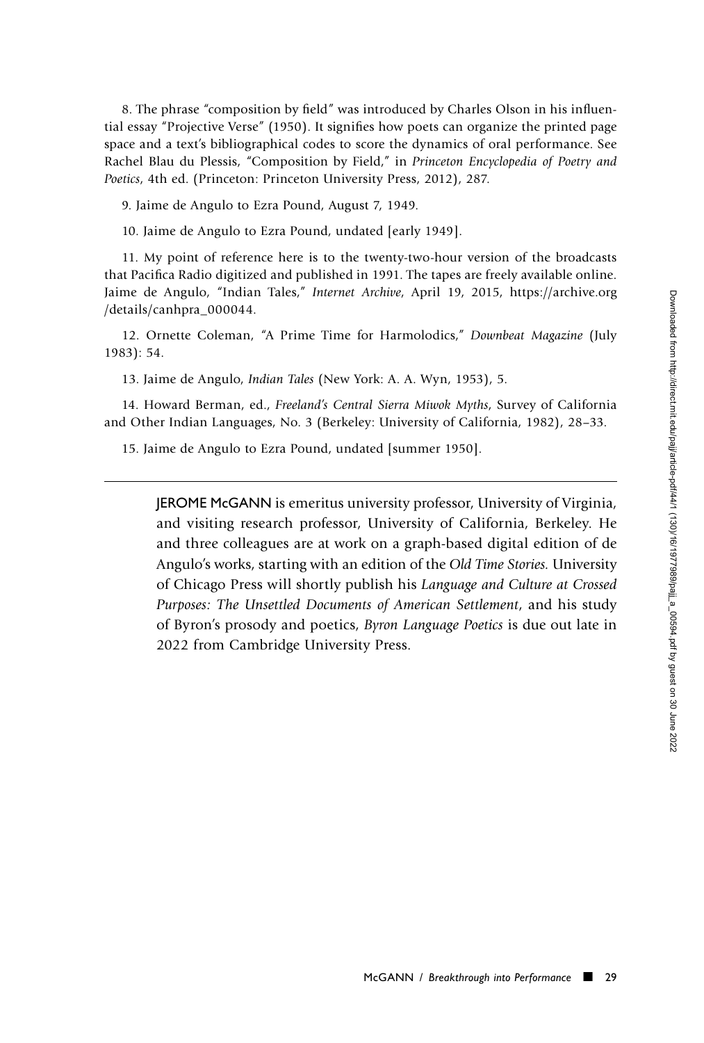8. The phrase "composition by field" was introduced by Charles Olson in his influential essay "Projective Verse" (1950). It signifies how poets can organize the printed page space and a text's bibliographical codes to score the dynamics of oral performance. See Rachel Blau du Plessis, "Composition by Field," in *Princeton Encyclopedia of Poetry and Poetics*, 4th ed. (Princeton: Princeton University Press, 2012), 287.

9. Jaime de Angulo to Ezra Pound, August 7, 1949.

10. Jaime de Angulo to Ezra Pound, undated [early 1949].

11. My point of reference here is to the twenty-two-hour version of the broadcasts that Pacifica Radio digitized and published in 1991. The tapes are freely available online. Jaime de Angulo, "Indian Tales," *Internet Archive*, April 19, 2015, https://archive.org/details/canhpra_000044.

12. Ornette Coleman, "A Prime Time for Harmolodics," *Downbeat Magazine* (July 1983): 54.

13. Jaime de Angulo, *Indian Tales* (New York: A. A. Wyn, 1953), 5.

14. Howard Berman, ed., *Freeland's Central Sierra Miwok Myths*, Survey of California and Other Indian Languages, No. 3 (Berkeley: University of California, 1982), 28–33.

15. Jaime de Angulo to Ezra Pound, undated [summer 1950].

---

JEROME McGANN is emeritus university professor, University of Virginia, and visiting research professor, University of California, Berkeley. He and three colleagues are at work on a graph-based digital edition of de Angulo's works, starting with an edition of the *Old Time Stories.* University of Chicago Press will shortly publish his *Language and Culture at Crossed Purposes: The Unsettled Documents of American Settlement*, and his study of Byron's prosody and poetics, *Byron Language Poetics* is due out late in 2022 from Cambridge University Press.